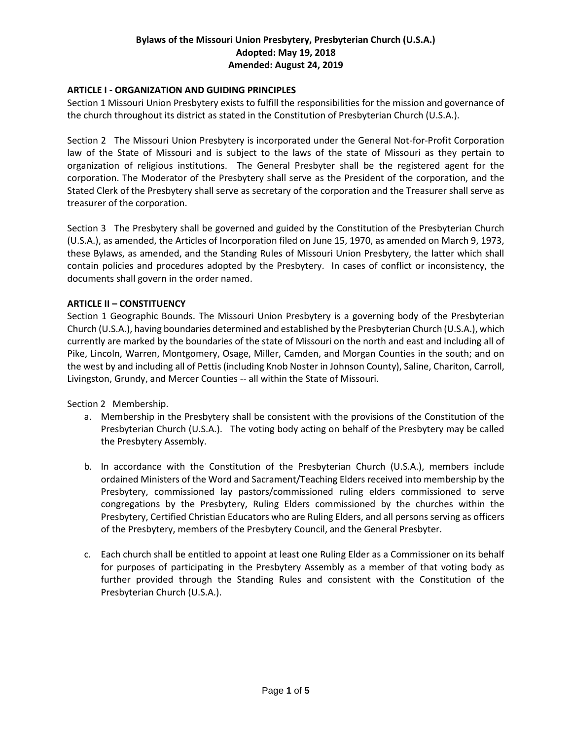**Bylaws of the Missouri Union Presbytery, Presbyterian Church (U.S.A.)**
**Adopted: May 19, 2018**
**Amended: August 24, 2019**

## ARTICLE I - ORGANIZATION AND GUIDING PRINCIPLES

Section 1 Missouri Union Presbytery exists to fulfill the responsibilities for the mission and governance of the church throughout its district as stated in the Constitution of Presbyterian Church (U.S.A.).

Section 2 The Missouri Union Presbytery is incorporated under the General Not-for-Profit Corporation law of the State of Missouri and is subject to the laws of the state of Missouri as they pertain to organization of religious institutions. The General Presbyter shall be the registered agent for the corporation. The Moderator of the Presbytery shall serve as the President of the corporation, and the Stated Clerk of the Presbytery shall serve as secretary of the corporation and the Treasurer shall serve as treasurer of the corporation.

Section 3 The Presbytery shall be governed and guided by the Constitution of the Presbyterian Church (U.S.A.), as amended, the Articles of Incorporation filed on June 15, 1970, as amended on March 9, 1973, these Bylaws, as amended, and the Standing Rules of Missouri Union Presbytery, the latter which shall contain policies and procedures adopted by the Presbytery. In cases of conflict or inconsistency, the documents shall govern in the order named.

## ARTICLE II – CONSTITUENCY

Section 1 Geographic Bounds. The Missouri Union Presbytery is a governing body of the Presbyterian Church (U.S.A.), having boundaries determined and established by the Presbyterian Church (U.S.A.), which currently are marked by the boundaries of the state of Missouri on the north and east and including all of Pike, Lincoln, Warren, Montgomery, Osage, Miller, Camden, and Morgan Counties in the south; and on the west by and including all of Pettis (including Knob Noster in Johnson County), Saline, Chariton, Carroll, Livingston, Grundy, and Mercer Counties -- all within the State of Missouri.

Section 2 Membership.

a. Membership in the Presbytery shall be consistent with the provisions of the Constitution of the Presbyterian Church (U.S.A.). The voting body acting on behalf of the Presbytery may be called the Presbytery Assembly.

b. In accordance with the Constitution of the Presbyterian Church (U.S.A.), members include ordained Ministers of the Word and Sacrament/Teaching Elders received into membership by the Presbytery, commissioned lay pastors/commissioned ruling elders commissioned to serve congregations by the Presbytery, Ruling Elders commissioned by the churches within the Presbytery, Certified Christian Educators who are Ruling Elders, and all persons serving as officers of the Presbytery, members of the Presbytery Council, and the General Presbyter.

c. Each church shall be entitled to appoint at least one Ruling Elder as a Commissioner on its behalf for purposes of participating in the Presbytery Assembly as a member of that voting body as further provided through the Standing Rules and consistent with the Constitution of the Presbyterian Church (U.S.A.).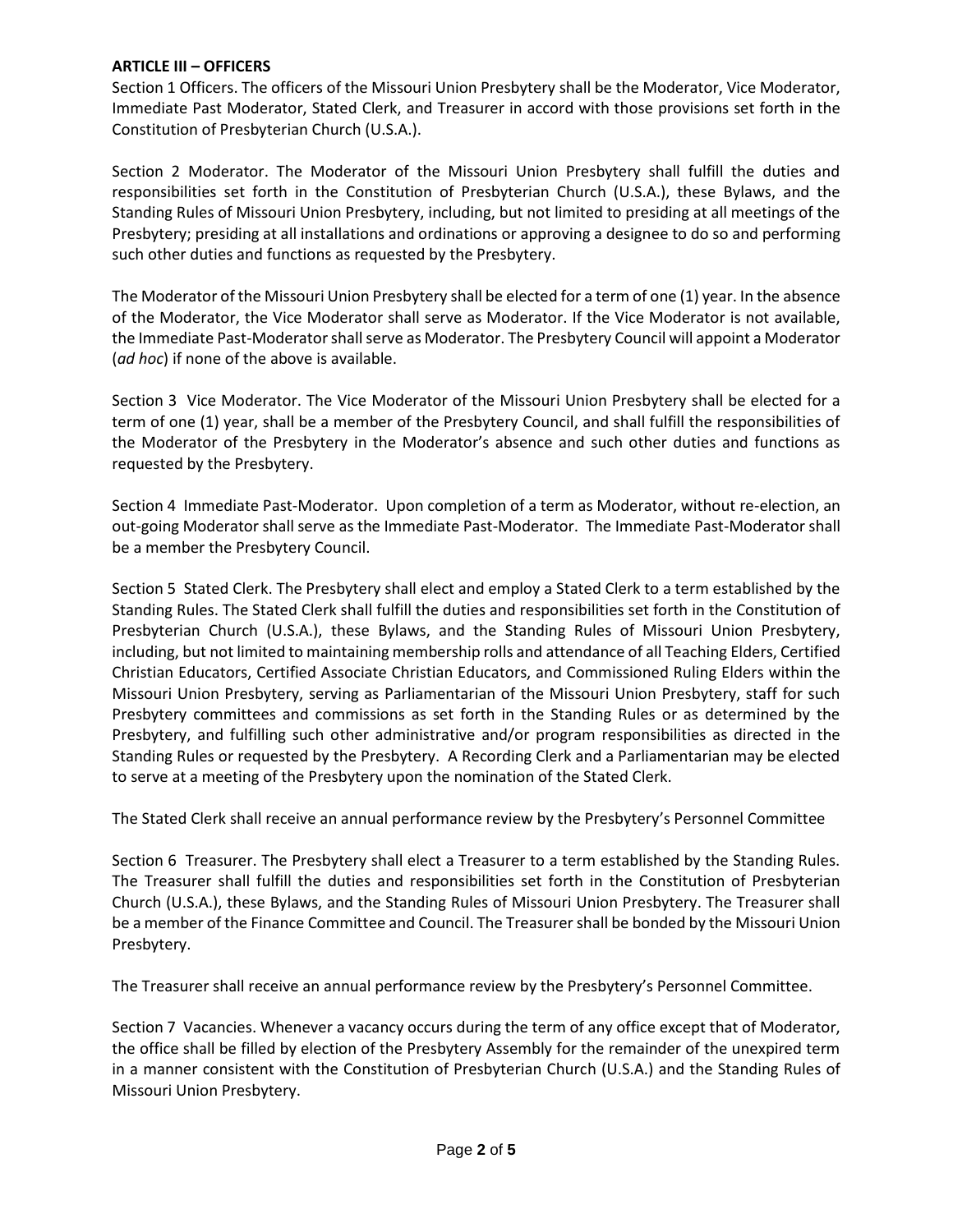**ARTICLE III – OFFICERS**

Section 1 Officers. The officers of the Missouri Union Presbytery shall be the Moderator, Vice Moderator, Immediate Past Moderator, Stated Clerk, and Treasurer in accord with those provisions set forth in the Constitution of Presbyterian Church (U.S.A.).

Section 2 Moderator. The Moderator of the Missouri Union Presbytery shall fulfill the duties and responsibilities set forth in the Constitution of Presbyterian Church (U.S.A.), these Bylaws, and the Standing Rules of Missouri Union Presbytery, including, but not limited to presiding at all meetings of the Presbytery; presiding at all installations and ordinations or approving a designee to do so and performing such other duties and functions as requested by the Presbytery.

The Moderator of the Missouri Union Presbytery shall be elected for a term of one (1) year. In the absence of the Moderator, the Vice Moderator shall serve as Moderator. If the Vice Moderator is not available, the Immediate Past-Moderator shall serve as Moderator. The Presbytery Council will appoint a Moderator (*ad hoc*) if none of the above is available.

Section 3 Vice Moderator. The Vice Moderator of the Missouri Union Presbytery shall be elected for a term of one (1) year, shall be a member of the Presbytery Council, and shall fulfill the responsibilities of the Moderator of the Presbytery in the Moderator's absence and such other duties and functions as requested by the Presbytery.

Section 4 Immediate Past-Moderator. Upon completion of a term as Moderator, without re-election, an out-going Moderator shall serve as the Immediate Past-Moderator. The Immediate Past-Moderator shall be a member the Presbytery Council.

Section 5 Stated Clerk. The Presbytery shall elect and employ a Stated Clerk to a term established by the Standing Rules. The Stated Clerk shall fulfill the duties and responsibilities set forth in the Constitution of Presbyterian Church (U.S.A.), these Bylaws, and the Standing Rules of Missouri Union Presbytery, including, but not limited to maintaining membership rolls and attendance of all Teaching Elders, Certified Christian Educators, Certified Associate Christian Educators, and Commissioned Ruling Elders within the Missouri Union Presbytery, serving as Parliamentarian of the Missouri Union Presbytery, staff for such Presbytery committees and commissions as set forth in the Standing Rules or as determined by the Presbytery, and fulfilling such other administrative and/or program responsibilities as directed in the Standing Rules or requested by the Presbytery. A Recording Clerk and a Parliamentarian may be elected to serve at a meeting of the Presbytery upon the nomination of the Stated Clerk.

The Stated Clerk shall receive an annual performance review by the Presbytery's Personnel Committee

Section 6 Treasurer. The Presbytery shall elect a Treasurer to a term established by the Standing Rules. The Treasurer shall fulfill the duties and responsibilities set forth in the Constitution of Presbyterian Church (U.S.A.), these Bylaws, and the Standing Rules of Missouri Union Presbytery. The Treasurer shall be a member of the Finance Committee and Council. The Treasurer shall be bonded by the Missouri Union Presbytery.

The Treasurer shall receive an annual performance review by the Presbytery's Personnel Committee.

Section 7 Vacancies. Whenever a vacancy occurs during the term of any office except that of Moderator, the office shall be filled by election of the Presbytery Assembly for the remainder of the unexpired term in a manner consistent with the Constitution of Presbyterian Church (U.S.A.) and the Standing Rules of Missouri Union Presbytery.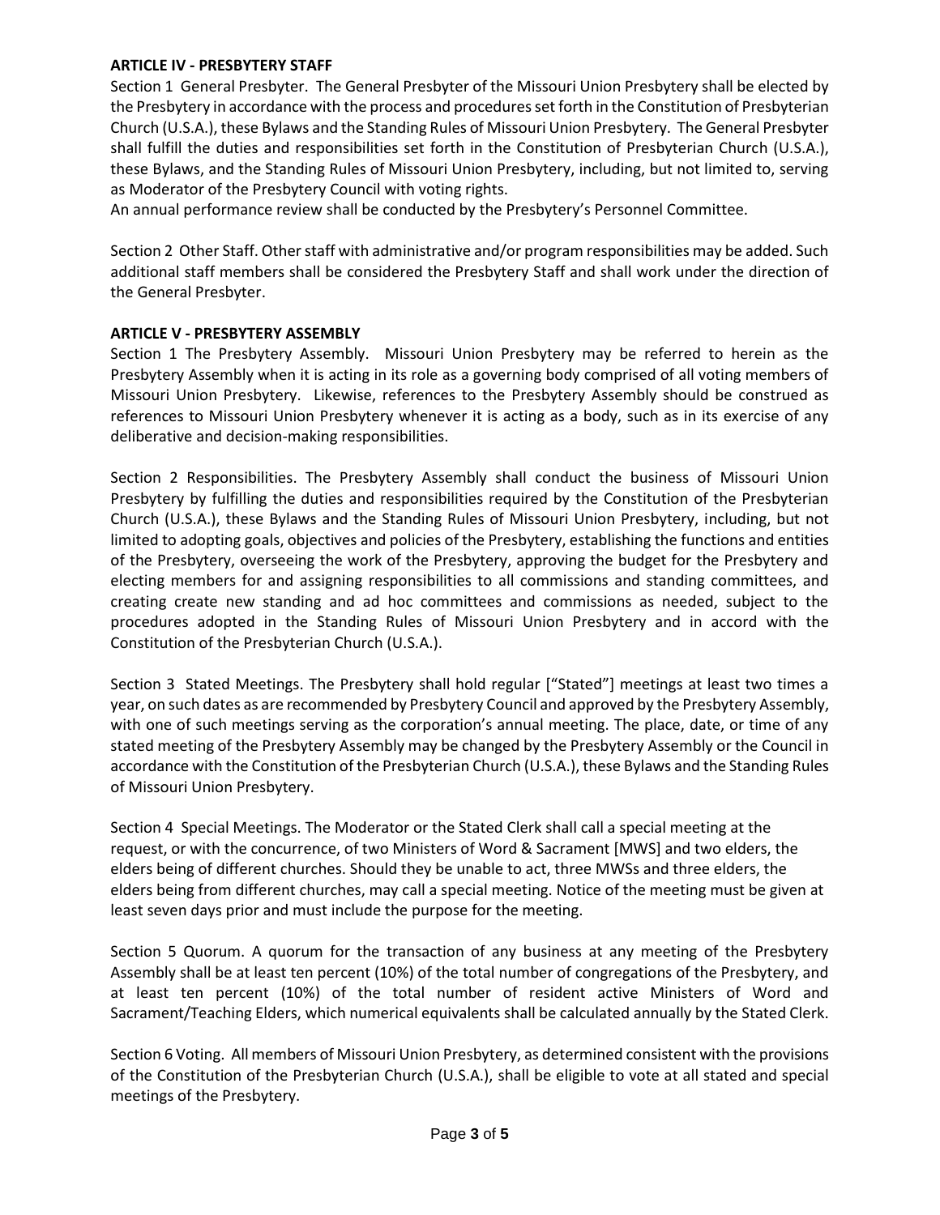**ARTICLE IV - PRESBYTERY STAFF**

Section 1 General Presbyter. The General Presbyter of the Missouri Union Presbytery shall be elected by the Presbytery in accordance with the process and procedures set forth in the Constitution of Presbyterian Church (U.S.A.), these Bylaws and the Standing Rules of Missouri Union Presbytery. The General Presbyter shall fulfill the duties and responsibilities set forth in the Constitution of Presbyterian Church (U.S.A.), these Bylaws, and the Standing Rules of Missouri Union Presbytery, including, but not limited to, serving as Moderator of the Presbytery Council with voting rights.
An annual performance review shall be conducted by the Presbytery's Personnel Committee.

Section 2 Other Staff. Other staff with administrative and/or program responsibilities may be added. Such additional staff members shall be considered the Presbytery Staff and shall work under the direction of the General Presbyter.

**ARTICLE V - PRESBYTERY ASSEMBLY**

Section 1 The Presbytery Assembly. Missouri Union Presbytery may be referred to herein as the Presbytery Assembly when it is acting in its role as a governing body comprised of all voting members of Missouri Union Presbytery. Likewise, references to the Presbytery Assembly should be construed as references to Missouri Union Presbytery whenever it is acting as a body, such as in its exercise of any deliberative and decision-making responsibilities.

Section 2 Responsibilities. The Presbytery Assembly shall conduct the business of Missouri Union Presbytery by fulfilling the duties and responsibilities required by the Constitution of the Presbyterian Church (U.S.A.), these Bylaws and the Standing Rules of Missouri Union Presbytery, including, but not limited to adopting goals, objectives and policies of the Presbytery, establishing the functions and entities of the Presbytery, overseeing the work of the Presbytery, approving the budget for the Presbytery and electing members for and assigning responsibilities to all commissions and standing committees, and creating create new standing and ad hoc committees and commissions as needed, subject to the procedures adopted in the Standing Rules of Missouri Union Presbytery and in accord with the Constitution of the Presbyterian Church (U.S.A.).

Section 3 Stated Meetings. The Presbytery shall hold regular ["Stated"] meetings at least two times a year, on such dates as are recommended by Presbytery Council and approved by the Presbytery Assembly, with one of such meetings serving as the corporation's annual meeting. The place, date, or time of any stated meeting of the Presbytery Assembly may be changed by the Presbytery Assembly or the Council in accordance with the Constitution of the Presbyterian Church (U.S.A.), these Bylaws and the Standing Rules of Missouri Union Presbytery.

Section 4 Special Meetings. The Moderator or the Stated Clerk shall call a special meeting at the request, or with the concurrence, of two Ministers of Word & Sacrament [MWS] and two elders, the elders being of different churches. Should they be unable to act, three MWSs and three elders, the elders being from different churches, may call a special meeting. Notice of the meeting must be given at least seven days prior and must include the purpose for the meeting.

Section 5 Quorum. A quorum for the transaction of any business at any meeting of the Presbytery Assembly shall be at least ten percent (10%) of the total number of congregations of the Presbytery, and at least ten percent (10%) of the total number of resident active Ministers of Word and Sacrament/Teaching Elders, which numerical equivalents shall be calculated annually by the Stated Clerk.

Section 6 Voting. All members of Missouri Union Presbytery, as determined consistent with the provisions of the Constitution of the Presbyterian Church (U.S.A.), shall be eligible to vote at all stated and special meetings of the Presbytery.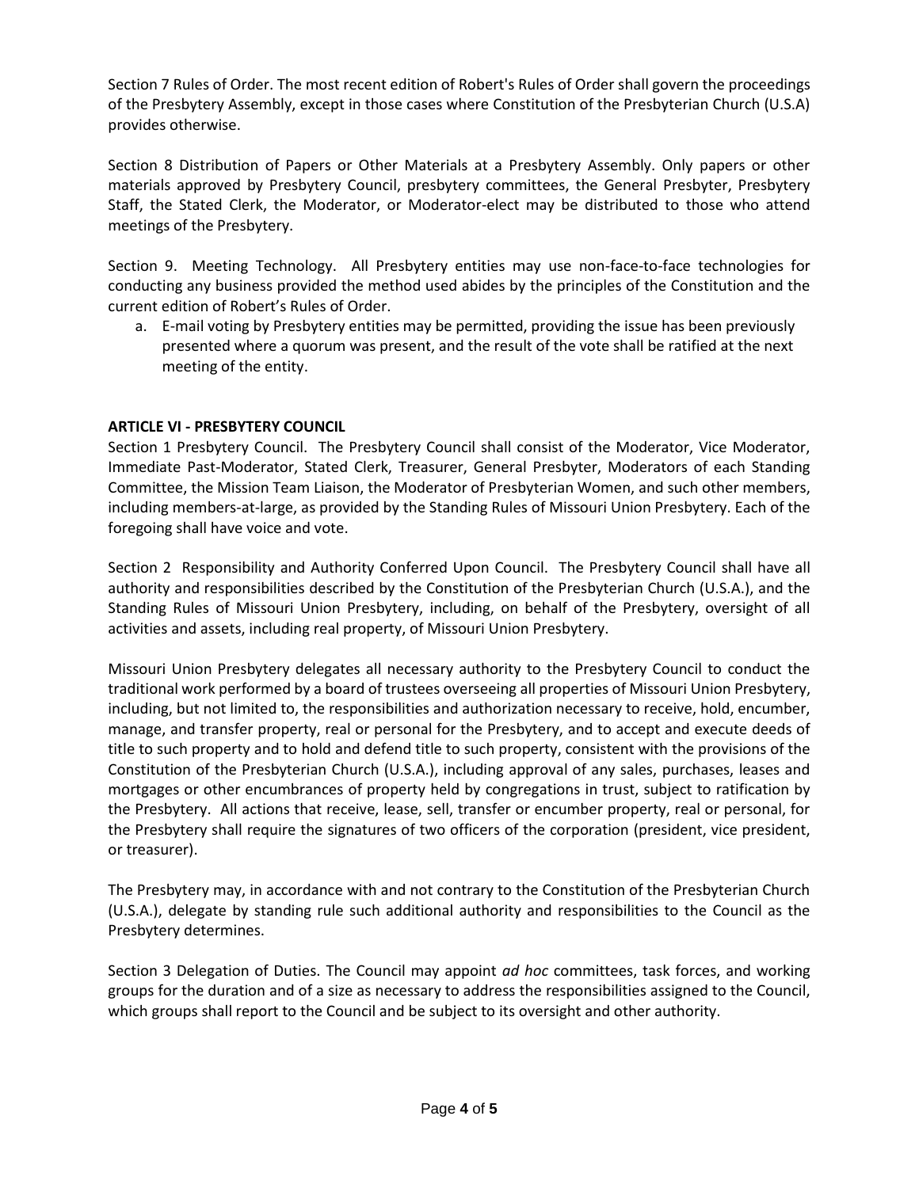Section 7 Rules of Order. The most recent edition of Robert's Rules of Order shall govern the proceedings of the Presbytery Assembly, except in those cases where Constitution of the Presbyterian Church (U.S.A) provides otherwise.

Section 8 Distribution of Papers or Other Materials at a Presbytery Assembly. Only papers or other materials approved by Presbytery Council, presbytery committees, the General Presbyter, Presbytery Staff, the Stated Clerk, the Moderator, or Moderator-elect may be distributed to those who attend meetings of the Presbytery.

Section 9. Meeting Technology. All Presbytery entities may use non-face-to-face technologies for conducting any business provided the method used abides by the principles of the Constitution and the current edition of Robert's Rules of Order.

a. E-mail voting by Presbytery entities may be permitted, providing the issue has been previously presented where a quorum was present, and the result of the vote shall be ratified at the next meeting of the entity.

**ARTICLE VI - PRESBYTERY COUNCIL**

Section 1 Presbytery Council. The Presbytery Council shall consist of the Moderator, Vice Moderator, Immediate Past-Moderator, Stated Clerk, Treasurer, General Presbyter, Moderators of each Standing Committee, the Mission Team Liaison, the Moderator of Presbyterian Women, and such other members, including members-at-large, as provided by the Standing Rules of Missouri Union Presbytery. Each of the foregoing shall have voice and vote.

Section 2 Responsibility and Authority Conferred Upon Council. The Presbytery Council shall have all authority and responsibilities described by the Constitution of the Presbyterian Church (U.S.A.), and the Standing Rules of Missouri Union Presbytery, including, on behalf of the Presbytery, oversight of all activities and assets, including real property, of Missouri Union Presbytery.

Missouri Union Presbytery delegates all necessary authority to the Presbytery Council to conduct the traditional work performed by a board of trustees overseeing all properties of Missouri Union Presbytery, including, but not limited to, the responsibilities and authorization necessary to receive, hold, encumber, manage, and transfer property, real or personal for the Presbytery, and to accept and execute deeds of title to such property and to hold and defend title to such property, consistent with the provisions of the Constitution of the Presbyterian Church (U.S.A.), including approval of any sales, purchases, leases and mortgages or other encumbrances of property held by congregations in trust, subject to ratification by the Presbytery. All actions that receive, lease, sell, transfer or encumber property, real or personal, for the Presbytery shall require the signatures of two officers of the corporation (president, vice president, or treasurer).

The Presbytery may, in accordance with and not contrary to the Constitution of the Presbyterian Church (U.S.A.), delegate by standing rule such additional authority and responsibilities to the Council as the Presbytery determines.

Section 3 Delegation of Duties. The Council may appoint *ad hoc* committees, task forces, and working groups for the duration and of a size as necessary to address the responsibilities assigned to the Council, which groups shall report to the Council and be subject to its oversight and other authority.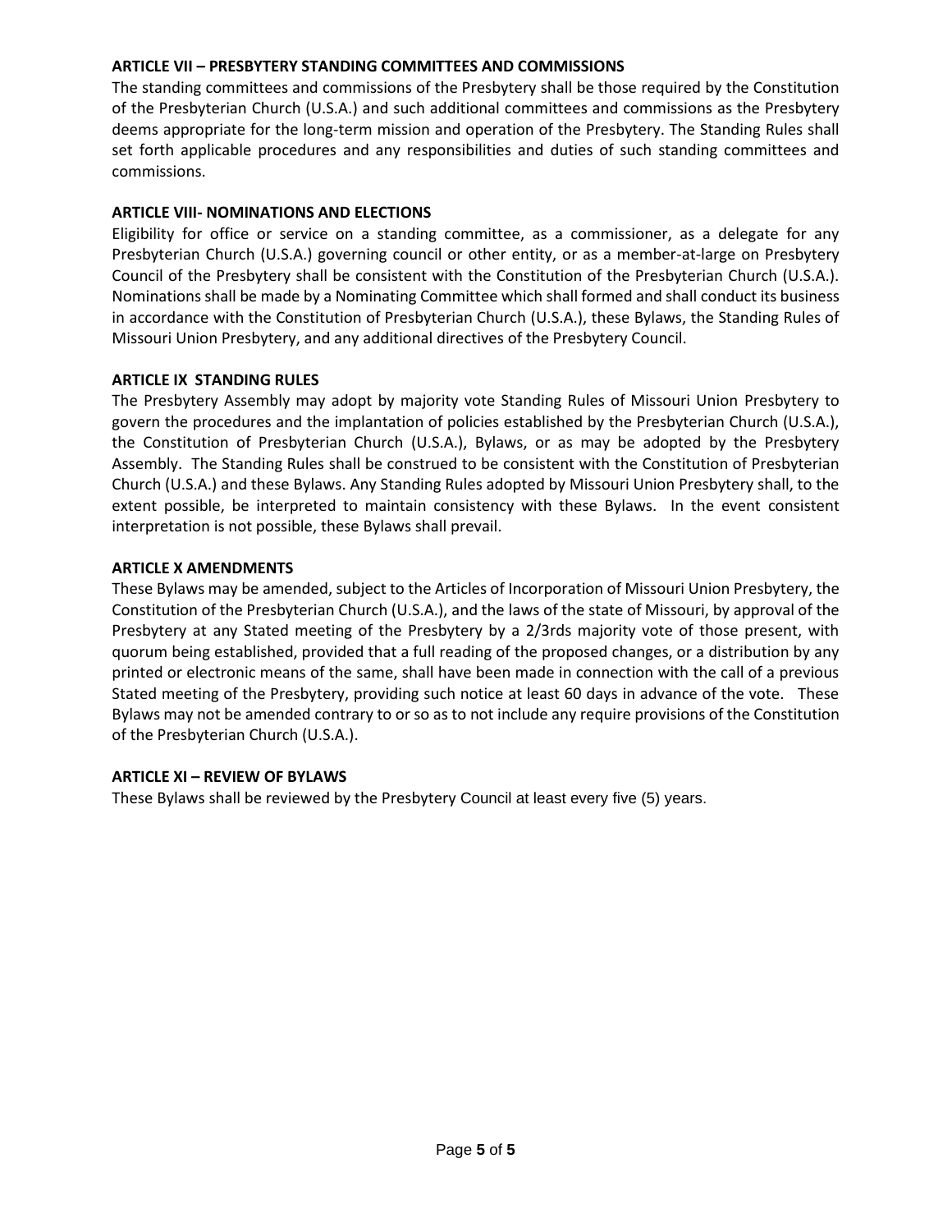**ARTICLE VII – PRESBYTERY STANDING COMMITTEES AND COMMISSIONS**

The standing committees and commissions of the Presbytery shall be those required by the Constitution of the Presbyterian Church (U.S.A.) and such additional committees and commissions as the Presbytery deems appropriate for the long-term mission and operation of the Presbytery. The Standing Rules shall set forth applicable procedures and any responsibilities and duties of such standing committees and commissions.

**ARTICLE VIII- NOMINATIONS AND ELECTIONS**

Eligibility for office or service on a standing committee, as a commissioner, as a delegate for any Presbyterian Church (U.S.A.) governing council or other entity, or as a member-at-large on Presbytery Council of the Presbytery shall be consistent with the Constitution of the Presbyterian Church (U.S.A.). Nominations shall be made by a Nominating Committee which shall formed and shall conduct its business in accordance with the Constitution of Presbyterian Church (U.S.A.), these Bylaws, the Standing Rules of Missouri Union Presbytery, and any additional directives of the Presbytery Council.

**ARTICLE IX STANDING RULES**

The Presbytery Assembly may adopt by majority vote Standing Rules of Missouri Union Presbytery to govern the procedures and the implantation of policies established by the Presbyterian Church (U.S.A.), the Constitution of Presbyterian Church (U.S.A.), Bylaws, or as may be adopted by the Presbytery Assembly. The Standing Rules shall be construed to be consistent with the Constitution of Presbyterian Church (U.S.A.) and these Bylaws. Any Standing Rules adopted by Missouri Union Presbytery shall, to the extent possible, be interpreted to maintain consistency with these Bylaws. In the event consistent interpretation is not possible, these Bylaws shall prevail.

**ARTICLE X AMENDMENTS**

These Bylaws may be amended, subject to the Articles of Incorporation of Missouri Union Presbytery, the Constitution of the Presbyterian Church (U.S.A.), and the laws of the state of Missouri, by approval of the Presbytery at any Stated meeting of the Presbytery by a 2/3rds majority vote of those present, with quorum being established, provided that a full reading of the proposed changes, or a distribution by any printed or electronic means of the same, shall have been made in connection with the call of a previous Stated meeting of the Presbytery, providing such notice at least 60 days in advance of the vote. These Bylaws may not be amended contrary to or so as to not include any require provisions of the Constitution of the Presbyterian Church (U.S.A.).

**ARTICLE XI – REVIEW OF BYLAWS**

These Bylaws shall be reviewed by the Presbytery Council at least every five (5) years.